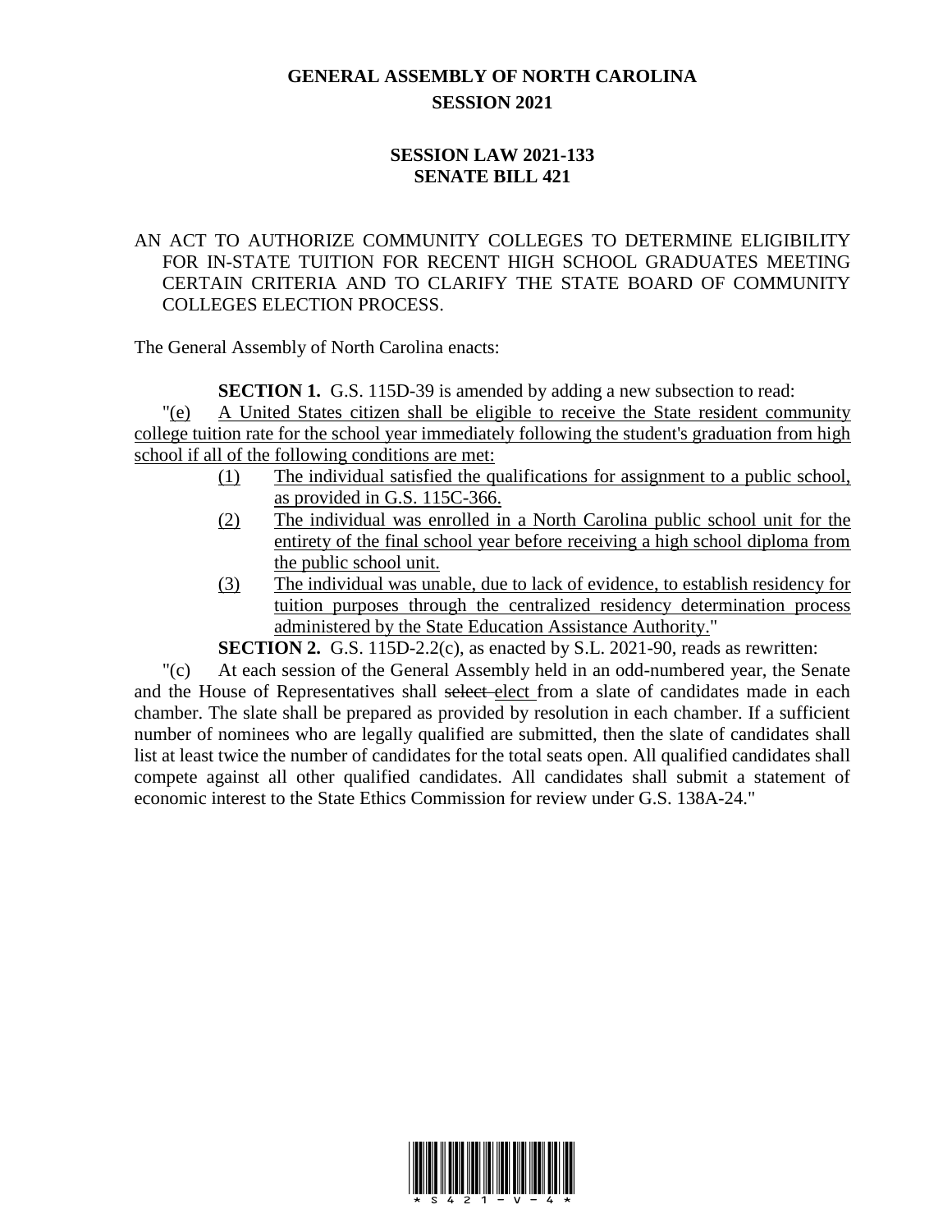# GENERAL ASSEMBLY OF NORTH CAROLINA
## SESSION 2021

## SESSION LAW 2021-133
## SENATE BILL 421

AN ACT TO AUTHORIZE COMMUNITY COLLEGES TO DETERMINE ELIGIBILITY FOR IN-STATE TUITION FOR RECENT HIGH SCHOOL GRADUATES MEETING CERTAIN CRITERIA AND TO CLARIFY THE STATE BOARD OF COMMUNITY COLLEGES ELECTION PROCESS.

The General Assembly of North Carolina enacts:

**SECTION 1.** G.S. 115D-39 is amended by adding a new subsection to read:

"(e) A United States citizen shall be eligible to receive the State resident community college tuition rate for the school year immediately following the student's graduation from high school if all of the following conditions are met:

(1) The individual satisfied the qualifications for assignment to a public school, as provided in G.S. 115C-366.

(2) The individual was enrolled in a North Carolina public school unit for the entirety of the final school year before receiving a high school diploma from the public school unit.

(3) The individual was unable, due to lack of evidence, to establish residency for tuition purposes through the centralized residency determination process administered by the State Education Assistance Authority."

**SECTION 2.** G.S. 115D-2.2(c), as enacted by S.L. 2021-90, reads as rewritten:

"(c) At each session of the General Assembly held in an odd-numbered year, the Senate and the House of Representatives shall ~~select~~ elect from a slate of candidates made in each chamber. The slate shall be prepared as provided by resolution in each chamber. If a sufficient number of nominees who are legally qualified are submitted, then the slate of candidates shall list at least twice the number of candidates for the total seats open. All qualified candidates shall compete against all other qualified candidates. All candidates shall submit a statement of economic interest to the State Ethics Commission for review under G.S. 138A-24."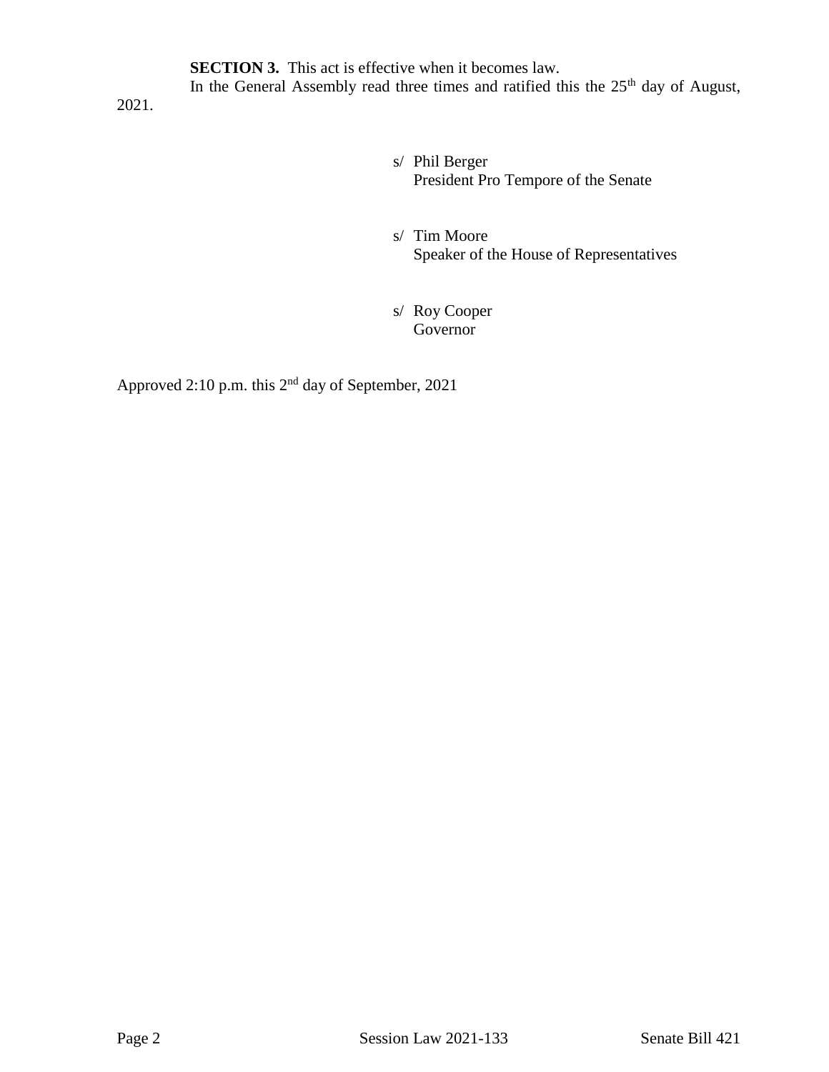**SECTION 3.** This act is effective when it becomes law.

In the General Assembly read three times and ratified this the 25th day of August, 2021.

s/ Phil Berger
President Pro Tempore of the Senate

s/ Tim Moore
Speaker of the House of Representatives

s/ Roy Cooper
Governor

Approved 2:10 p.m. this 2nd day of September, 2021